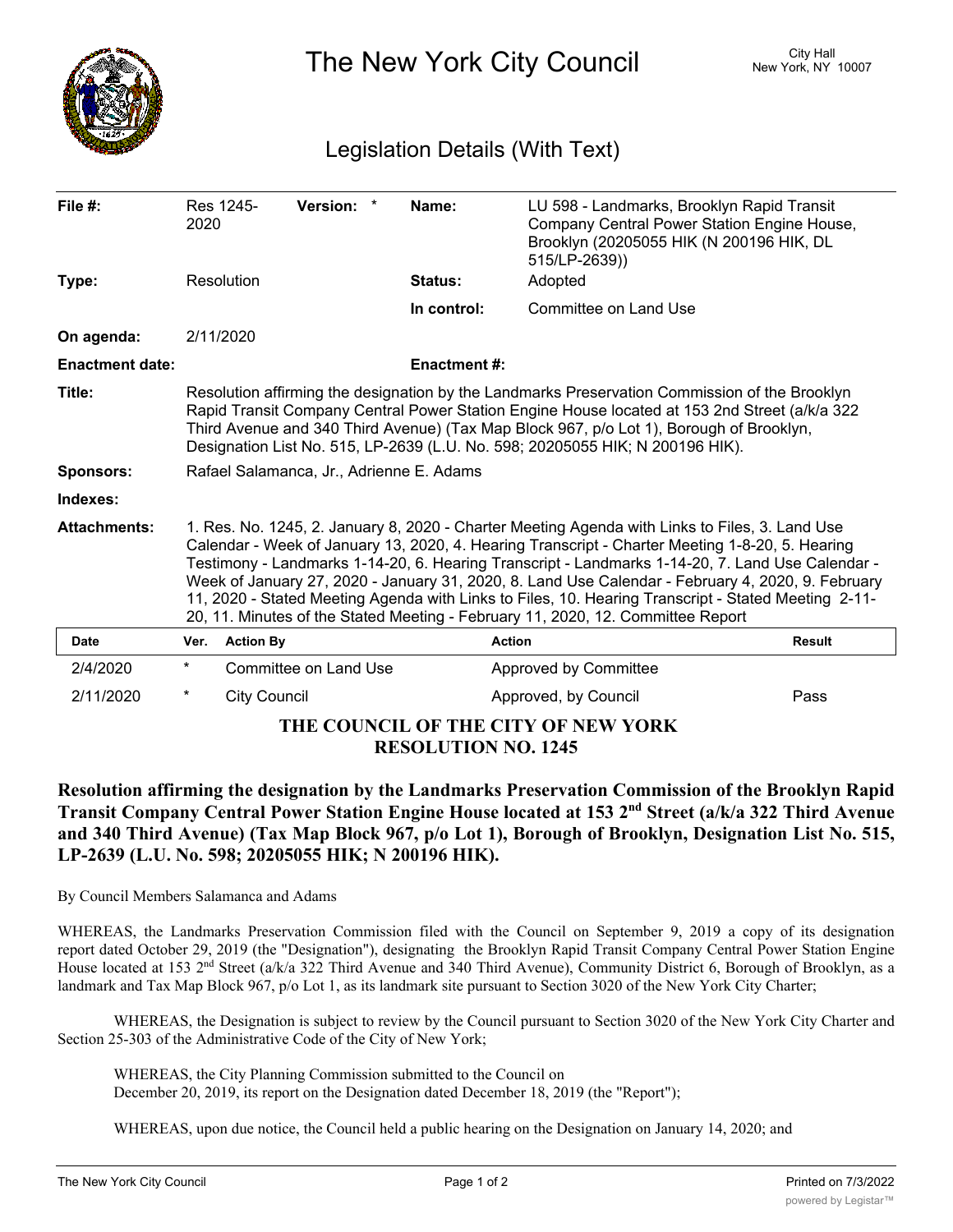# The New York City Council

City Hall
New York, NY 10007

## Legislation Details (With Text)

| | | | |
|---|---|---|---|
| **File #:** | Res 1245-2020 **Version:** * | **Name:** | LU 598 - Landmarks, Brooklyn Rapid Transit Company Central Power Station Engine House, Brooklyn (20205055 HIK (N 200196 HIK, DL 515/LP-2639)) |
| **Type:** | Resolution | **Status:** | Adopted |
| | | **In control:** | Committee on Land Use |
| **On agenda:** | 2/11/2020 | | |
| **Enactment date:** | | **Enactment #:** | |

**Title:** Resolution affirming the designation by the Landmarks Preservation Commission of the Brooklyn Rapid Transit Company Central Power Station Engine House located at 153 2nd Street (a/k/a 322 Third Avenue and 340 Third Avenue) (Tax Map Block 967, p/o Lot 1), Borough of Brooklyn, Designation List No. 515, LP-2639 (L.U. No. 598; 20205055 HIK; N 200196 HIK).

**Sponsors:** Rafael Salamanca, Jr., Adrienne E. Adams

**Indexes:**

**Attachments:** 1. Res. No. 1245, 2. January 8, 2020 - Charter Meeting Agenda with Links to Files, 3. Land Use Calendar - Week of January 13, 2020, 4. Hearing Transcript - Charter Meeting 1-8-20, 5. Hearing Testimony - Landmarks 1-14-20, 6. Hearing Transcript - Landmarks 1-14-20, 7. Land Use Calendar - Week of January 27, 2020 - January 31, 2020, 8. Land Use Calendar - February 4, 2020, 9. February 11, 2020 - Stated Meeting Agenda with Links to Files, 10. Hearing Transcript - Stated Meeting 2-11-20, 11. Minutes of the Stated Meeting - February 11, 2020, 12. Committee Report

| Date | Ver. | Action By | Action | Result |
|---|---|---|---|---|
| 2/4/2020 | * | Committee on Land Use | Approved by Committee | |
| 2/11/2020 | * | City Council | Approved, by Council | Pass |

**THE COUNCIL OF THE CITY OF NEW YORK**
**RESOLUTION NO. 1245**

**Resolution affirming the designation by the Landmarks Preservation Commission of the Brooklyn Rapid Transit Company Central Power Station Engine House located at 153 2nd Street (a/k/a 322 Third Avenue and 340 Third Avenue) (Tax Map Block 967, p/o Lot 1), Borough of Brooklyn, Designation List No. 515, LP-2639 (L.U. No. 598; 20205055 HIK; N 200196 HIK).**

By Council Members Salamanca and Adams

WHEREAS, the Landmarks Preservation Commission filed with the Council on September 9, 2019 a copy of its designation report dated October 29, 2019 (the "Designation"), designating the Brooklyn Rapid Transit Company Central Power Station Engine House located at 153 2nd Street (a/k/a 322 Third Avenue and 340 Third Avenue), Community District 6, Borough of Brooklyn, as a landmark and Tax Map Block 967, p/o Lot 1, as its landmark site pursuant to Section 3020 of the New York City Charter;

WHEREAS, the Designation is subject to review by the Council pursuant to Section 3020 of the New York City Charter and Section 25-303 of the Administrative Code of the City of New York;

WHEREAS, the City Planning Commission submitted to the Council on December 20, 2019, its report on the Designation dated December 18, 2019 (the "Report");

WHEREAS, upon due notice, the Council held a public hearing on the Designation on January 14, 2020; and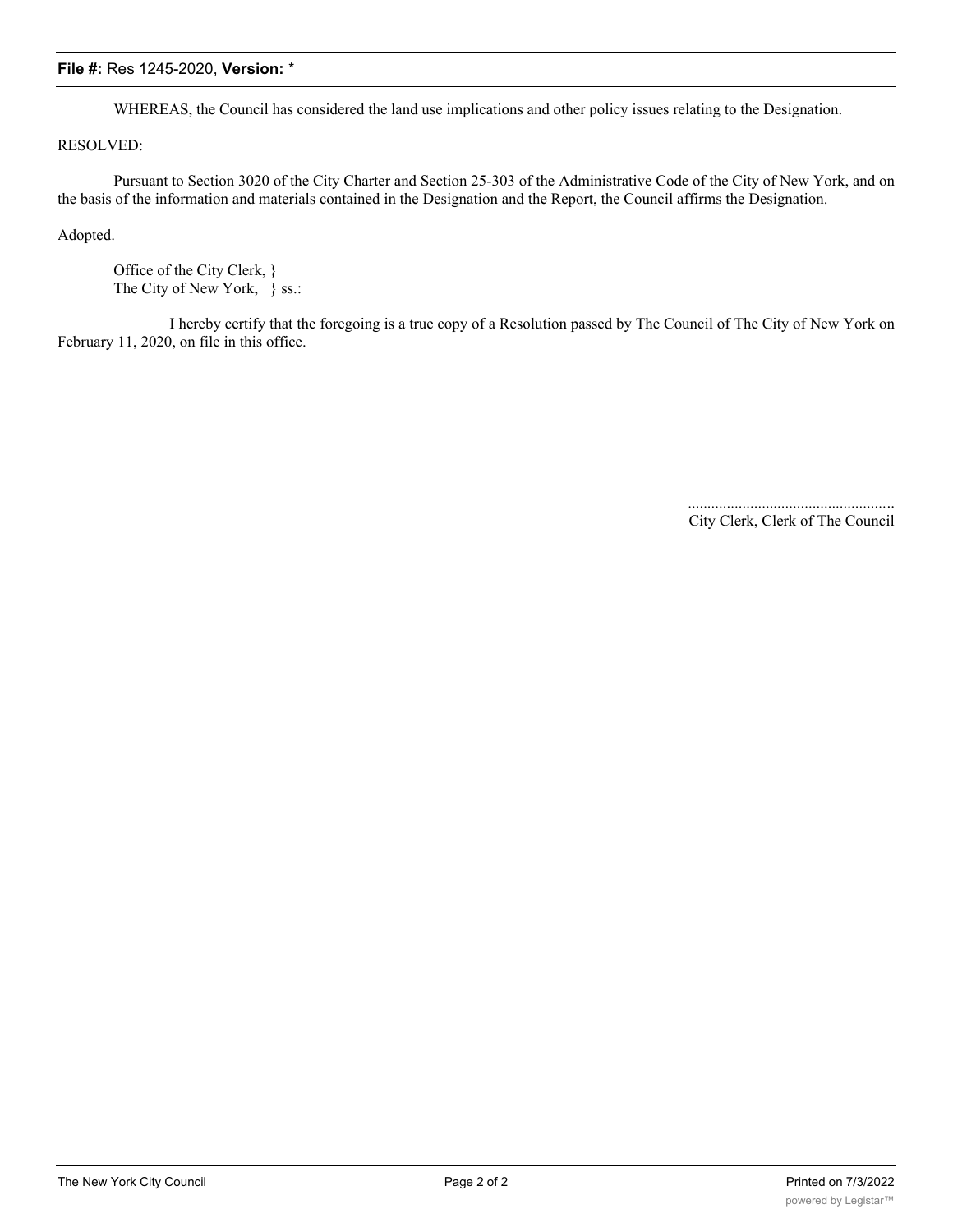WHEREAS, the Council has considered the land use implications and other policy issues relating to the Designation.

RESOLVED:

Pursuant to Section 3020 of the City Charter and Section 25-303 of the Administrative Code of the City of New York, and on the basis of the information and materials contained in the Designation and the Report, the Council affirms the Designation.

Adopted.

Office of the City Clerk, }
The City of New York, } ss.:

I hereby certify that the foregoing is a true copy of a Resolution passed by The Council of The City of New York on February 11, 2020, on file in this office.

.....................................................
City Clerk, Clerk of The Council